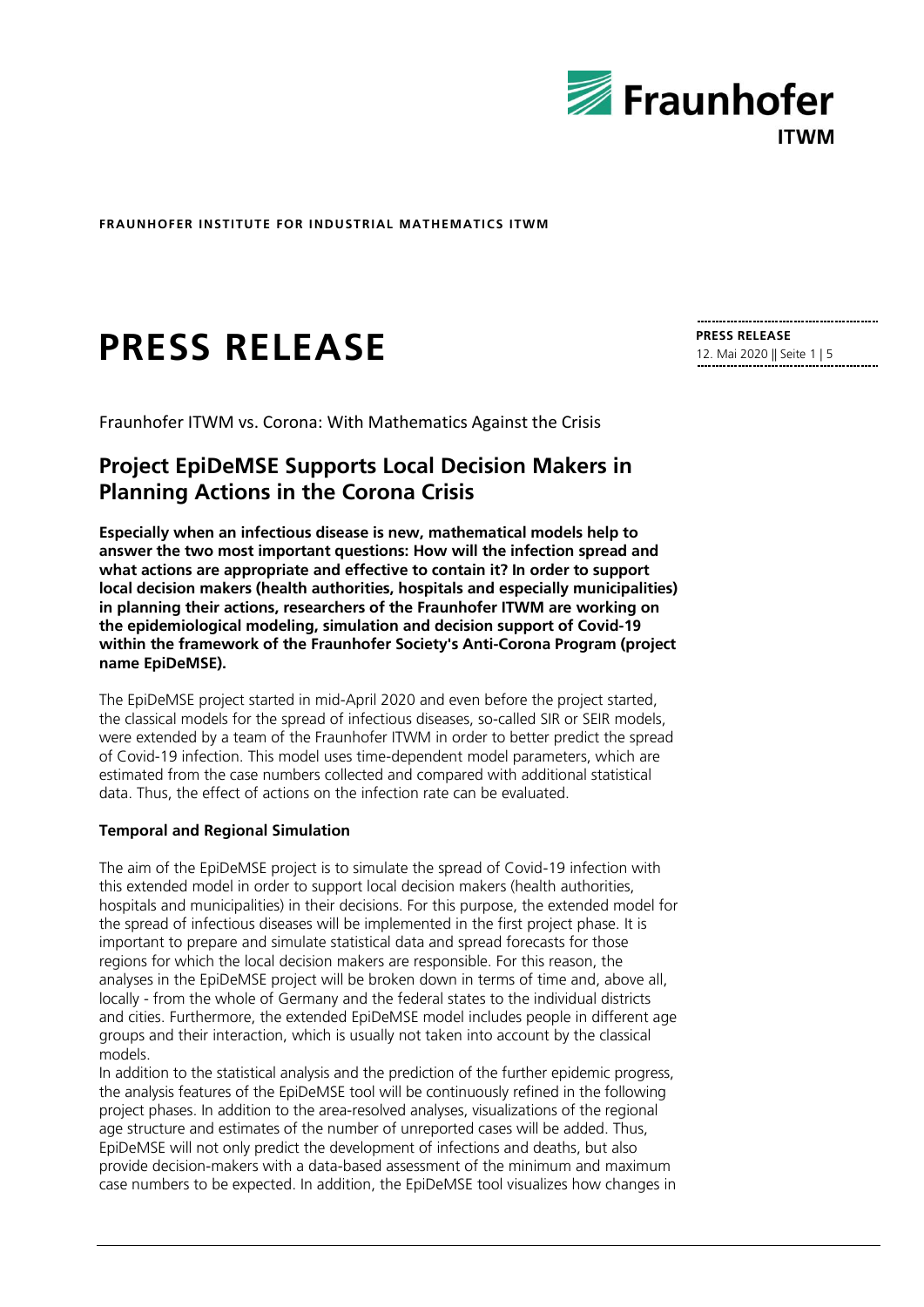FRAUNHOFER INSTITUTE FOR INDUSTRIAL MATHEMATICS ITWM

# PRESS RELEASE

**PRESS RELEASE**
12. Mai 2020 || Seite 1 | 5

Fraunhofer ITWM vs. Corona: With Mathematics Against the Crisis

## Project EpiDeMSE Supports Local Decision Makers in Planning Actions in the Corona Crisis

**Especially when an infectious disease is new, mathematical models help to answer the two most important questions: How will the infection spread and what actions are appropriate and effective to contain it? In order to support local decision makers (health authorities, hospitals and especially municipalities) in planning their actions, researchers of the Fraunhofer ITWM are working on the epidemiological modeling, simulation and decision support of Covid-19 within the framework of the Fraunhofer Society's Anti-Corona Program (project name EpiDeMSE).**

The EpiDeMSE project started in mid-April 2020 and even before the project started, the classical models for the spread of infectious diseases, so-called SIR or SEIR models, were extended by a team of the Fraunhofer ITWM in order to better predict the spread of Covid-19 infection. This model uses time-dependent model parameters, which are estimated from the case numbers collected and compared with additional statistical data. Thus, the effect of actions on the infection rate can be evaluated.

### Temporal and Regional Simulation

The aim of the EpiDeMSE project is to simulate the spread of Covid-19 infection with this extended model in order to support local decision makers (health authorities, hospitals and municipalities) in their decisions. For this purpose, the extended model for the spread of infectious diseases will be implemented in the first project phase. It is important to prepare and simulate statistical data and spread forecasts for those regions for which the local decision makers are responsible. For this reason, the analyses in the EpiDeMSE project will be broken down in terms of time and, above all, locally - from the whole of Germany and the federal states to the individual districts and cities. Furthermore, the extended EpiDeMSE model includes people in different age groups and their interaction, which is usually not taken into account by the classical models.

In addition to the statistical analysis and the prediction of the further epidemic progress, the analysis features of the EpiDeMSE tool will be continuously refined in the following project phases. In addition to the area-resolved analyses, visualizations of the regional age structure and estimates of the number of unreported cases will be added. Thus, EpiDeMSE will not only predict the development of infections and deaths, but also provide decision-makers with a data-based assessment of the minimum and maximum case numbers to be expected. In addition, the EpiDeMSE tool visualizes how changes in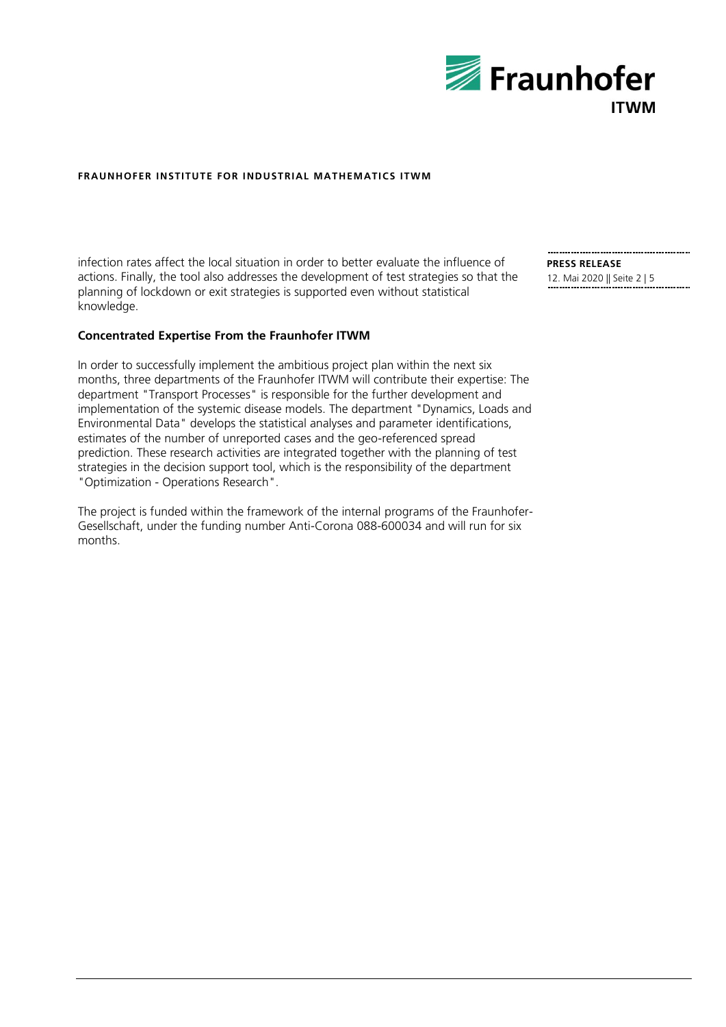infection rates affect the local situation in order to better evaluate the influence of actions. Finally, the tool also addresses the development of test strategies so that the planning of lockdown or exit strategies is supported even without statistical knowledge.

**Concentrated Expertise From the Fraunhofer ITWM**

In order to successfully implement the ambitious project plan within the next six months, three departments of the Fraunhofer ITWM will contribute their expertise: The department "Transport Processes" is responsible for the further development and implementation of the systemic disease models. The department "Dynamics, Loads and Environmental Data" develops the statistical analyses and parameter identifications, estimates of the number of unreported cases and the geo-referenced spread prediction. These research activities are integrated together with the planning of test strategies in the decision support tool, which is the responsibility of the department "Optimization - Operations Research".

The project is funded within the framework of the internal programs of the Fraunhofer-Gesellschaft, under the funding number Anti-Corona 088-600034 and will run for six months.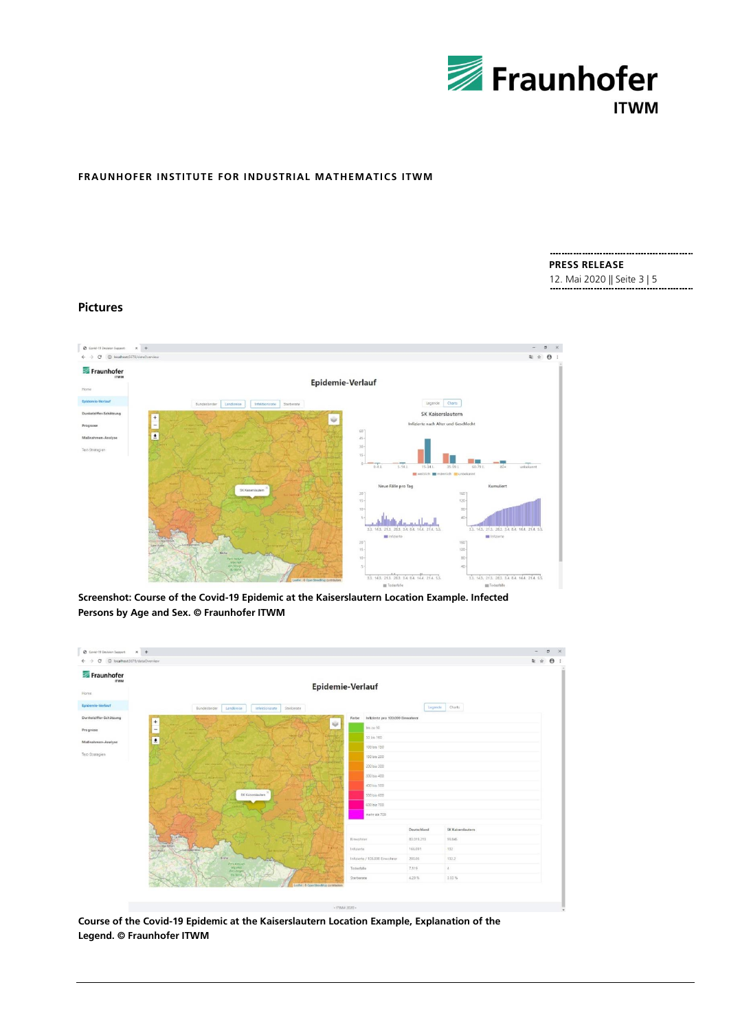# Pictures

Screenshot: Course of the Covid-19 Epidemic at the Kaiserslautern Location Example. Infected Persons by Age and Sex. © Fraunhofer ITWM

Course of the Covid-19 Epidemic at the Kaiserslautern Location Example, Explanation of the Legend. © Fraunhofer ITWM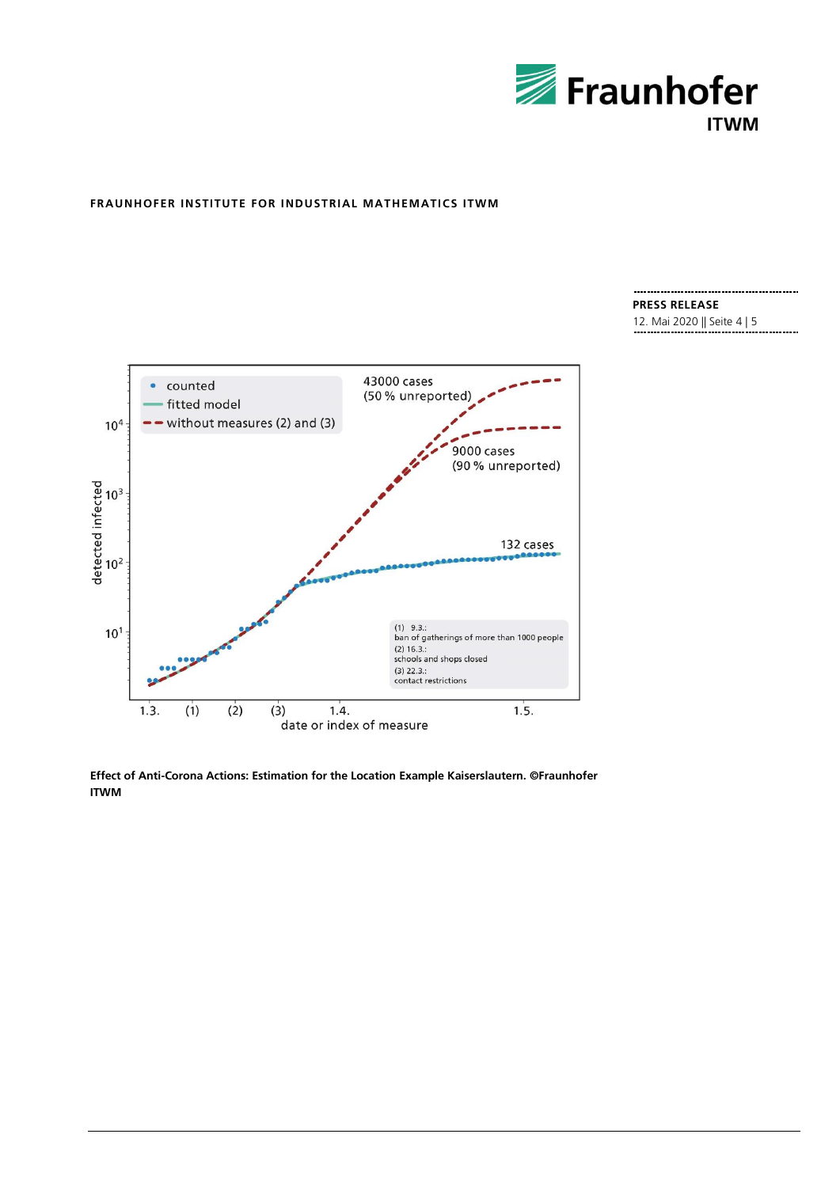**Effect of Anti-Corona Actions: Estimation for the Location Example Kaiserslautern. ©Fraunhofer ITWM**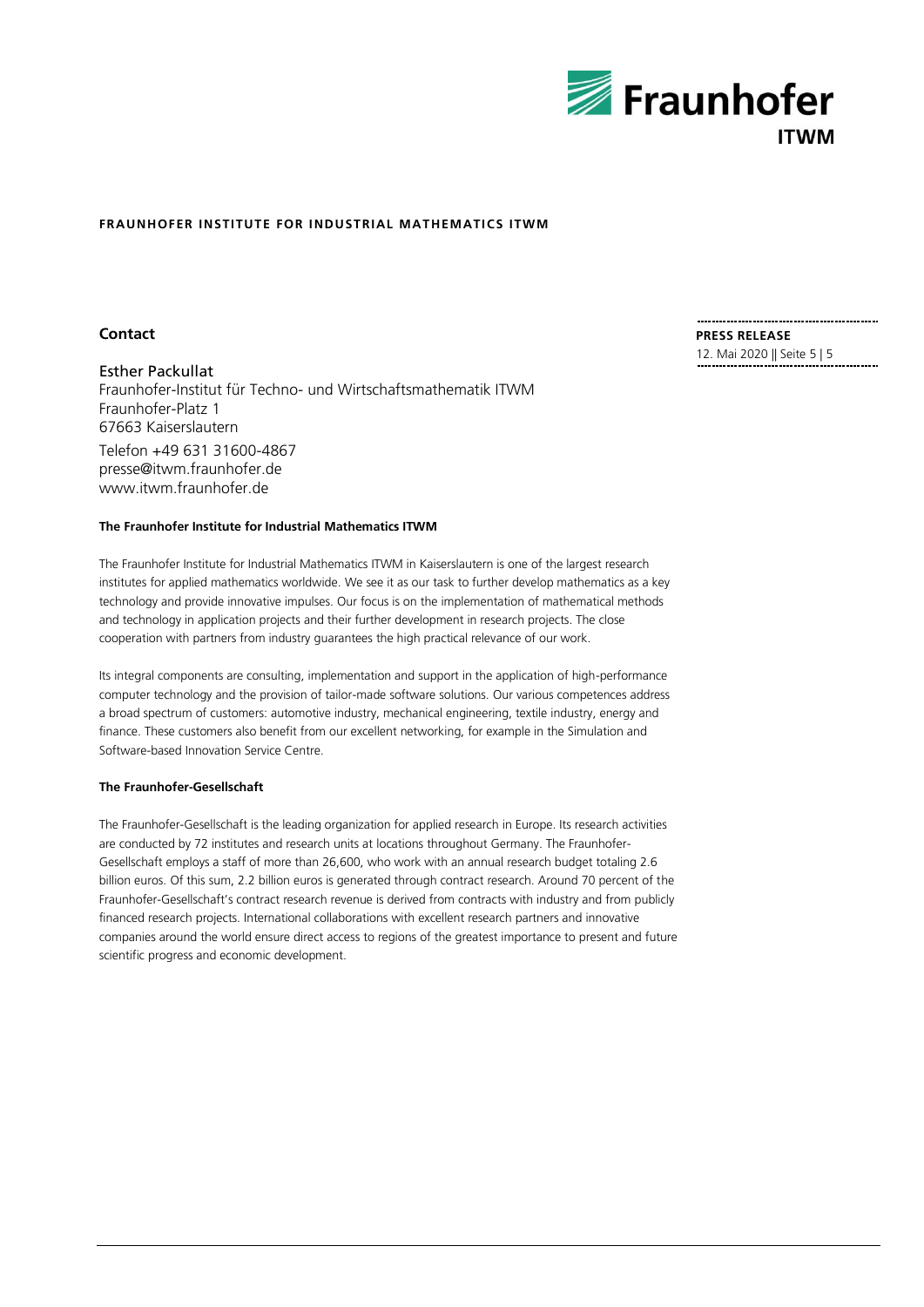**FRAUNHOFER INSTITUTE FOR INDUSTRIAL MATHEMATICS ITWM**

**PRESS RELEASE**
12. Mai 2020 || Seite 5 | 5

## Contact

Esther Packullat
Fraunhofer-Institut für Techno- und Wirtschaftsmathematik ITWM
Fraunhofer-Platz 1
67663 Kaiserslautern
Telefon +49 631 31600-4867
presse@itwm.fraunhofer.de
www.itwm.fraunhofer.de

**The Fraunhofer Institute for Industrial Mathematics ITWM**

The Fraunhofer Institute for Industrial Mathematics ITWM in Kaiserslautern is one of the largest research institutes for applied mathematics worldwide. We see it as our task to further develop mathematics as a key technology and provide innovative impulses. Our focus is on the implementation of mathematical methods and technology in application projects and their further development in research projects. The close cooperation with partners from industry guarantees the high practical relevance of our work.

Its integral components are consulting, implementation and support in the application of high-performance computer technology and the provision of tailor-made software solutions. Our various competences address a broad spectrum of customers: automotive industry, mechanical engineering, textile industry, energy and finance. These customers also benefit from our excellent networking, for example in the Simulation and Software-based Innovation Service Centre.

**The Fraunhofer-Gesellschaft**

The Fraunhofer-Gesellschaft is the leading organization for applied research in Europe. Its research activities are conducted by 72 institutes and research units at locations throughout Germany. The Fraunhofer-Gesellschaft employs a staff of more than 26,600, who work with an annual research budget totaling 2.6 billion euros. Of this sum, 2.2 billion euros is generated through contract research. Around 70 percent of the Fraunhofer-Gesellschaft's contract research revenue is derived from contracts with industry and from publicly financed research projects. International collaborations with excellent research partners and innovative companies around the world ensure direct access to regions of the greatest importance to present and future scientific progress and economic development.